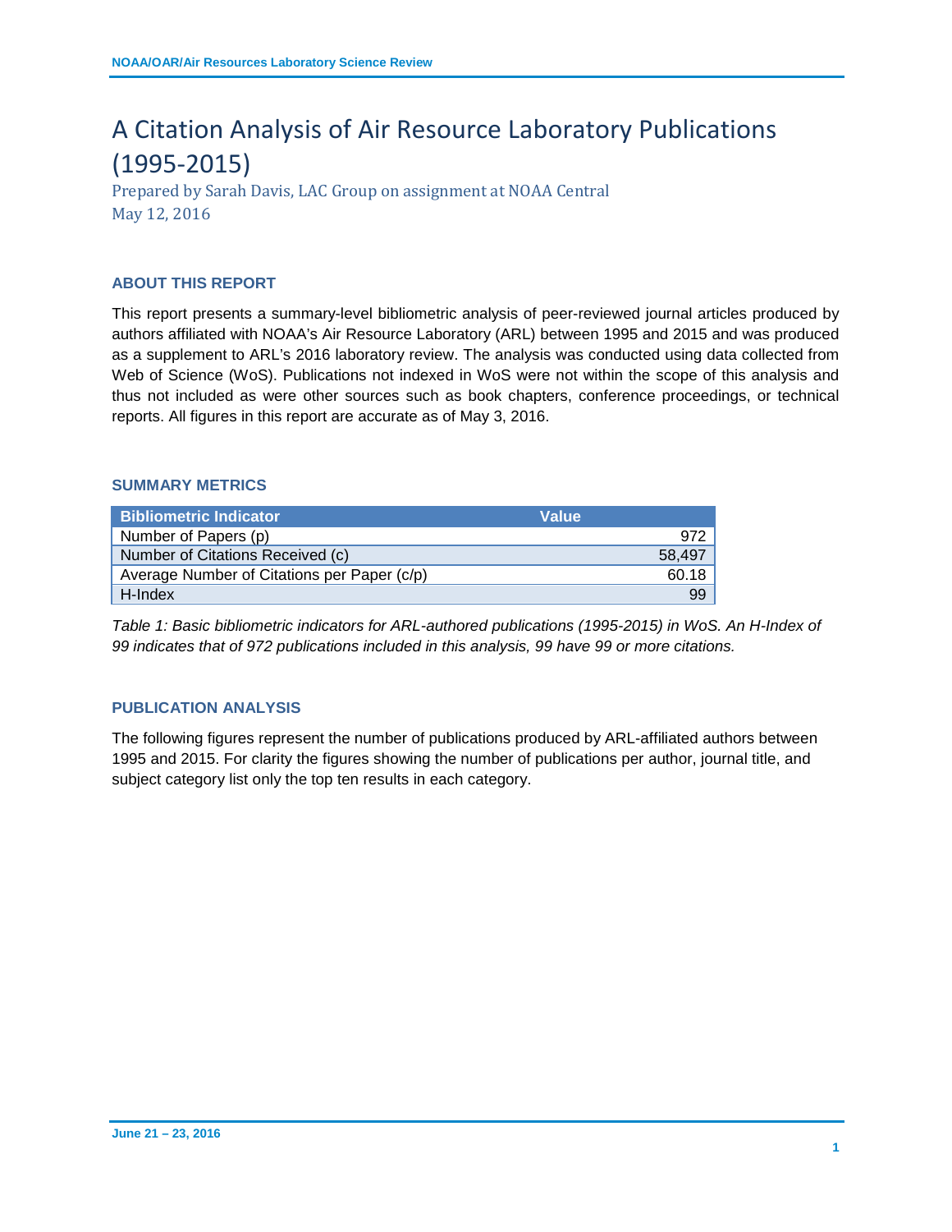# A Citation Analysis of Air Resource Laboratory Publications (1995-2015)

Prepared by Sarah Davis, LAC Group on assignment at NOAA Central
May 12, 2016

## ABOUT THIS REPORT

This report presents a summary-level bibliometric analysis of peer-reviewed journal articles produced by authors affiliated with NOAA's Air Resource Laboratory (ARL) between 1995 and 2015 and was produced as a supplement to ARL's 2016 laboratory review. The analysis was conducted using data collected from Web of Science (WoS). Publications not indexed in WoS were not within the scope of this analysis and thus not included as were other sources such as book chapters, conference proceedings, or technical reports. All figures in this report are accurate as of May 3, 2016.

## SUMMARY METRICS

| Bibliometric Indicator | Value |
|---|---|
| Number of Papers (p) | 972 |
| Number of Citations Received (c) | 58,497 |
| Average Number of Citations per Paper (c/p) | 60.18 |
| H-Index | 99 |

*Table 1: Basic bibliometric indicators for ARL-authored publications (1995-2015) in WoS. An H-Index of 99 indicates that of 972 publications included in this analysis, 99 have 99 or more citations.*

## PUBLICATION ANALYSIS

The following figures represent the number of publications produced by ARL-affiliated authors between 1995 and 2015. For clarity the figures showing the number of publications per author, journal title, and subject category list only the top ten results in each category.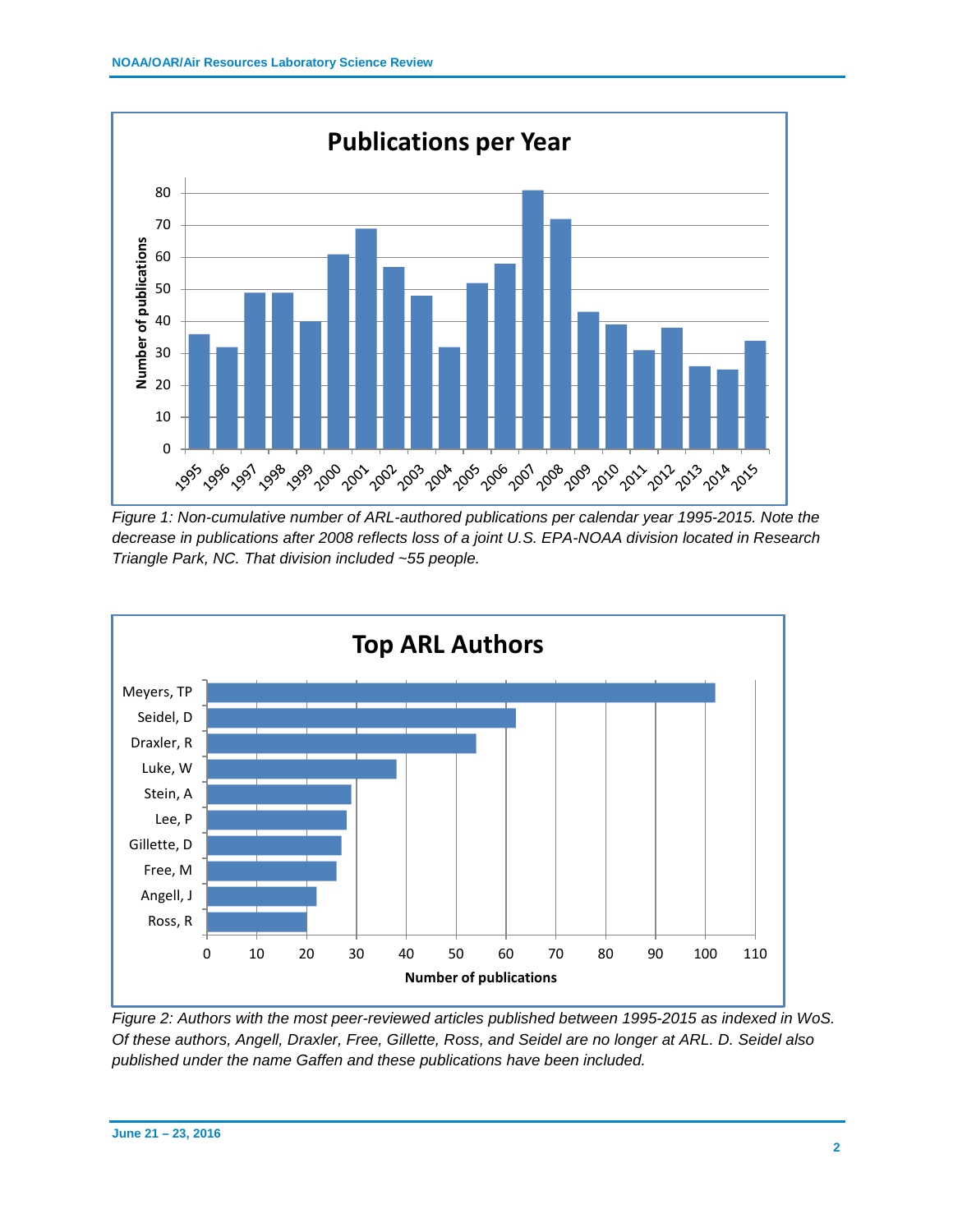Figure 1: Non-cumulative number of ARL-authored publications per calendar year 1995-2015. Note the decrease in publications after 2008 reflects loss of a joint U.S. EPA-NOAA division located in Research Triangle Park, NC. That division included ~55 people.

Figure 2: Authors with the most peer-reviewed articles published between 1995-2015 as indexed in WoS. Of these authors, Angell, Draxler, Free, Gillette, Ross, and Seidel are no longer at ARL. D. Seidel also published under the name Gaffen and these publications have been included.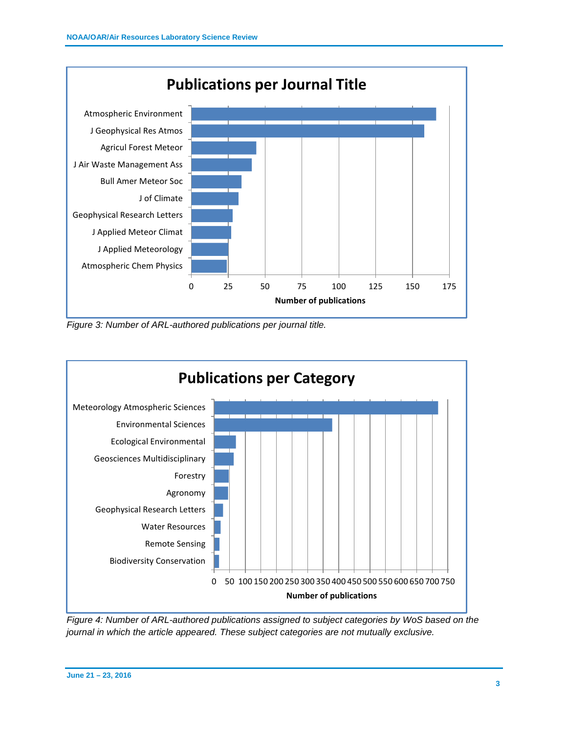Figure 3: Number of ARL-authored publications per journal title.

Figure 4: Number of ARL-authored publications assigned to subject categories by WoS based on the journal in which the article appeared. These subject categories are not mutually exclusive.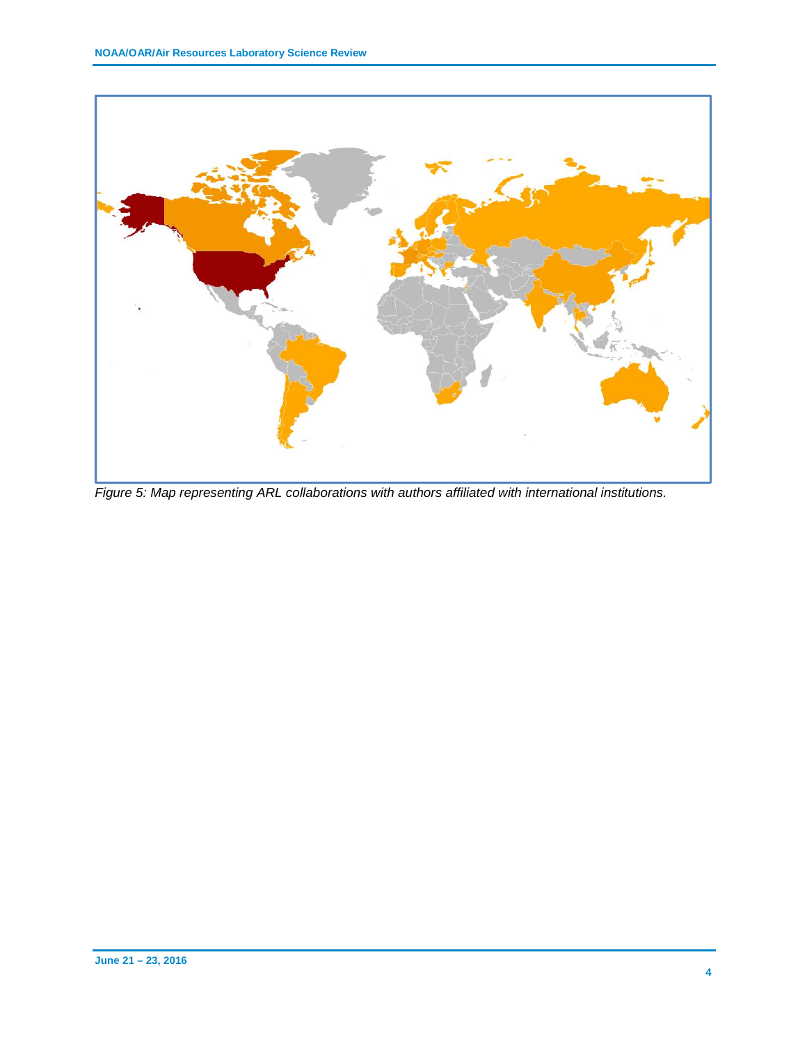*Figure 5: Map representing ARL collaborations with authors affiliated with international institutions.*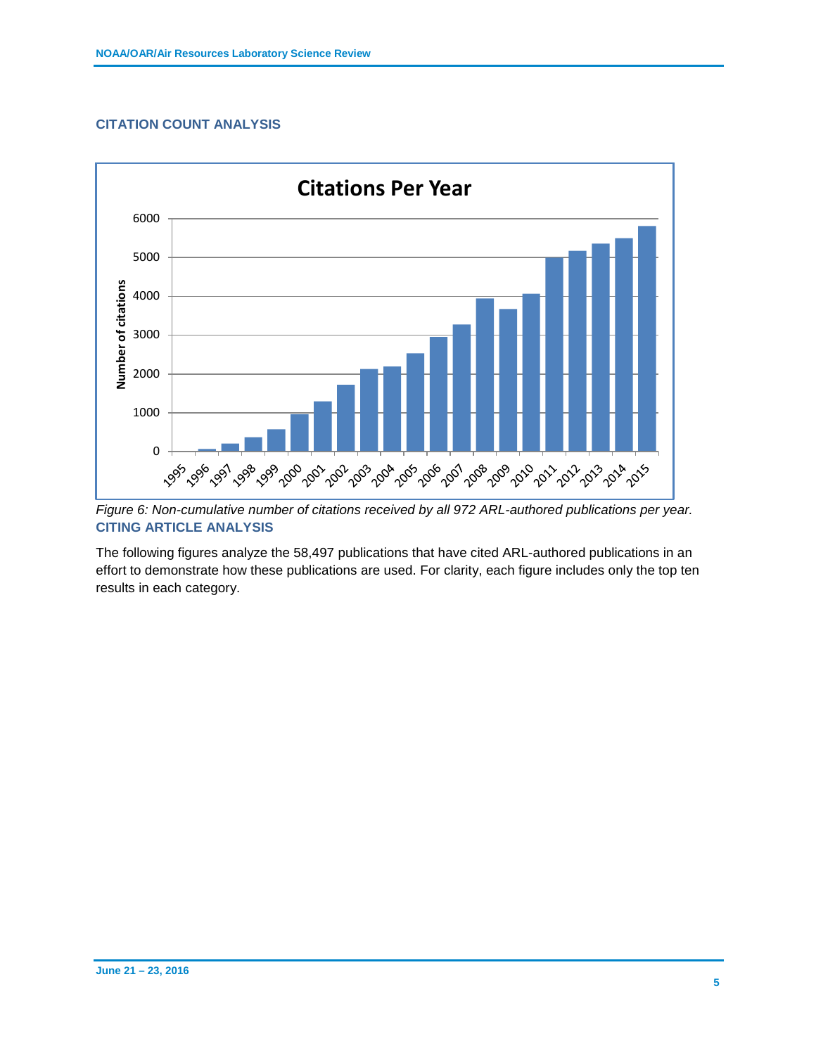## CITATION COUNT ANALYSIS

*Figure 6: Non-cumulative number of citations received by all 972 ARL-authored publications per year.*

## CITING ARTICLE ANALYSIS

The following figures analyze the 58,497 publications that have cited ARL-authored publications in an effort to demonstrate how these publications are used. For clarity, each figure includes only the top ten results in each category.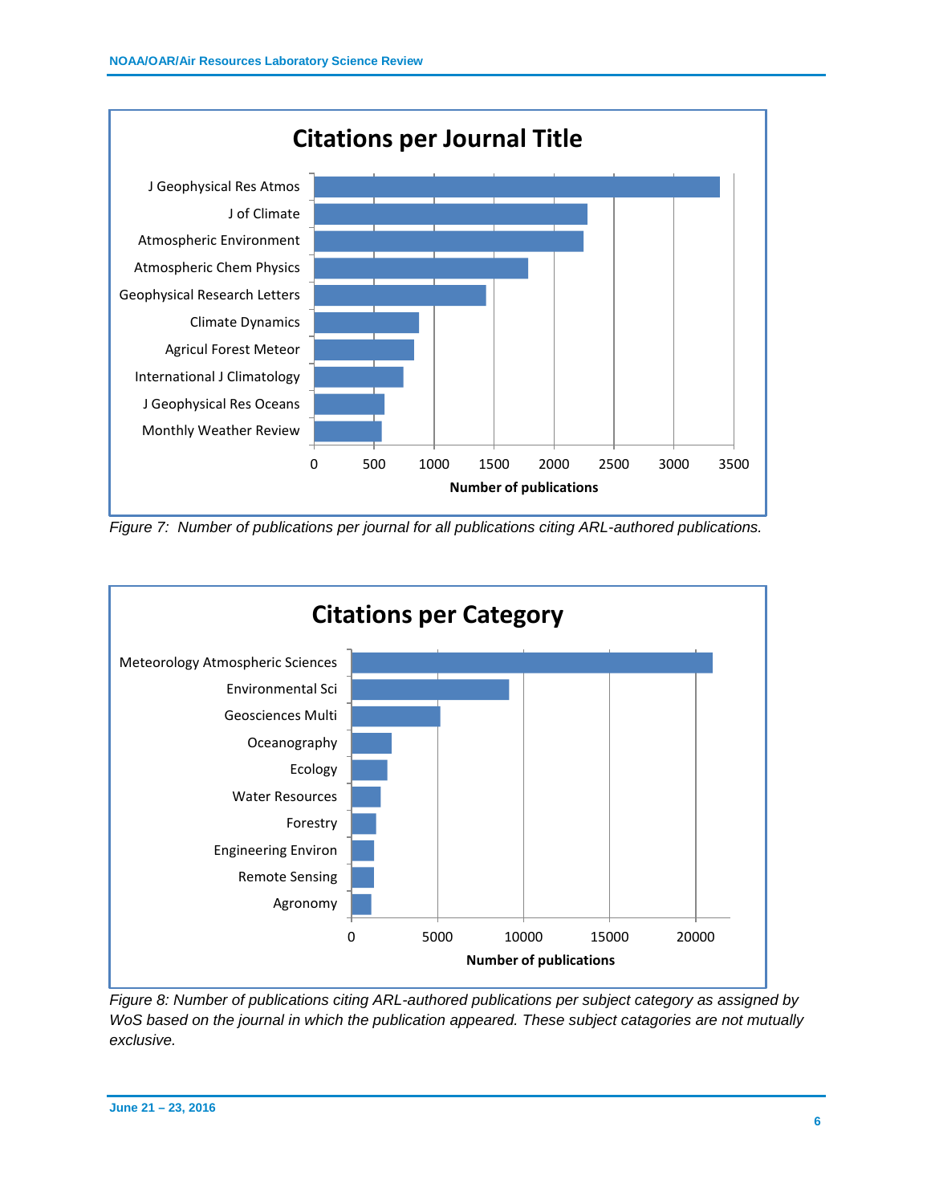Figure 7: Number of publications per journal for all publications citing ARL-authored publications.

Figure 8: Number of publications citing ARL-authored publications per subject category as assigned by WoS based on the journal in which the publication appeared. These subject catagories are not mutually exclusive.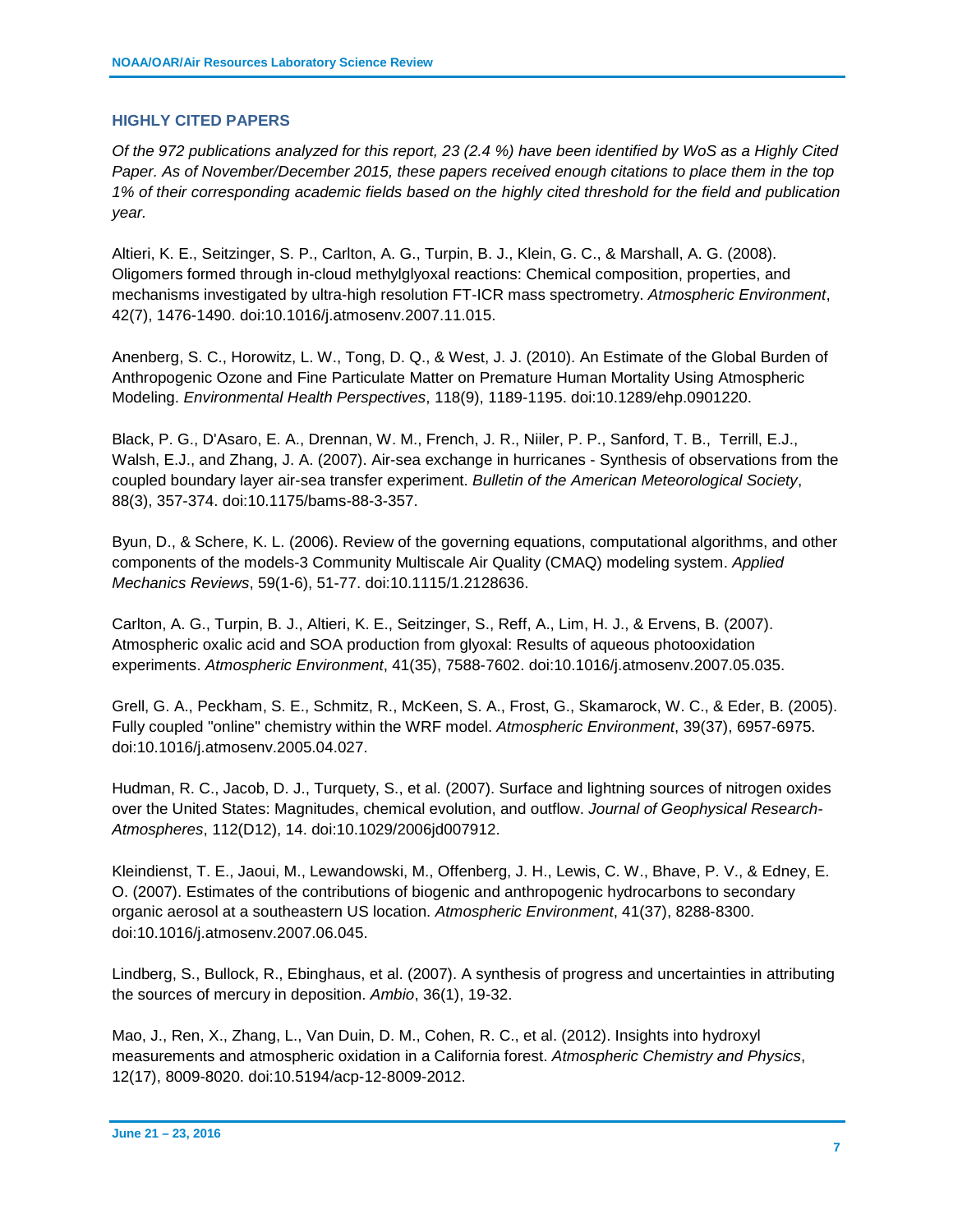## HIGHLY CITED PAPERS

*Of the 972 publications analyzed for this report, 23 (2.4 %) have been identified by WoS as a Highly Cited Paper. As of November/December 2015, these papers received enough citations to place them in the top 1% of their corresponding academic fields based on the highly cited threshold for the field and publication year.*

Altieri, K. E., Seitzinger, S. P., Carlton, A. G., Turpin, B. J., Klein, G. C., & Marshall, A. G. (2008). Oligomers formed through in-cloud methylglyoxal reactions: Chemical composition, properties, and mechanisms investigated by ultra-high resolution FT-ICR mass spectrometry. *Atmospheric Environment*, 42(7), 1476-1490. doi:10.1016/j.atmosenv.2007.11.015.

Anenberg, S. C., Horowitz, L. W., Tong, D. Q., & West, J. J. (2010). An Estimate of the Global Burden of Anthropogenic Ozone and Fine Particulate Matter on Premature Human Mortality Using Atmospheric Modeling. *Environmental Health Perspectives*, 118(9), 1189-1195. doi:10.1289/ehp.0901220.

Black, P. G., D'Asaro, E. A., Drennan, W. M., French, J. R., Niiler, P. P., Sanford, T. B., Terrill, E.J., Walsh, E.J., and Zhang, J. A. (2007). Air-sea exchange in hurricanes - Synthesis of observations from the coupled boundary layer air-sea transfer experiment. *Bulletin of the American Meteorological Society*, 88(3), 357-374. doi:10.1175/bams-88-3-357.

Byun, D., & Schere, K. L. (2006). Review of the governing equations, computational algorithms, and other components of the models-3 Community Multiscale Air Quality (CMAQ) modeling system. *Applied Mechanics Reviews*, 59(1-6), 51-77. doi:10.1115/1.2128636.

Carlton, A. G., Turpin, B. J., Altieri, K. E., Seitzinger, S., Reff, A., Lim, H. J., & Ervens, B. (2007). Atmospheric oxalic acid and SOA production from glyoxal: Results of aqueous photooxidation experiments. *Atmospheric Environment*, 41(35), 7588-7602. doi:10.1016/j.atmosenv.2007.05.035.

Grell, G. A., Peckham, S. E., Schmitz, R., McKeen, S. A., Frost, G., Skamarock, W. C., & Eder, B. (2005). Fully coupled "online" chemistry within the WRF model. *Atmospheric Environment*, 39(37), 6957-6975. doi:10.1016/j.atmosenv.2005.04.027.

Hudman, R. C., Jacob, D. J., Turquety, S., et al. (2007). Surface and lightning sources of nitrogen oxides over the United States: Magnitudes, chemical evolution, and outflow. *Journal of Geophysical Research-Atmospheres*, 112(D12), 14. doi:10.1029/2006jd007912.

Kleindienst, T. E., Jaoui, M., Lewandowski, M., Offenberg, J. H., Lewis, C. W., Bhave, P. V., & Edney, E. O. (2007). Estimates of the contributions of biogenic and anthropogenic hydrocarbons to secondary organic aerosol at a southeastern US location. *Atmospheric Environment*, 41(37), 8288-8300. doi:10.1016/j.atmosenv.2007.06.045.

Lindberg, S., Bullock, R., Ebinghaus, et al. (2007). A synthesis of progress and uncertainties in attributing the sources of mercury in deposition. *Ambio*, 36(1), 19-32.

Mao, J., Ren, X., Zhang, L., Van Duin, D. M., Cohen, R. C., et al. (2012). Insights into hydroxyl measurements and atmospheric oxidation in a California forest. *Atmospheric Chemistry and Physics*, 12(17), 8009-8020. doi:10.5194/acp-12-8009-2012.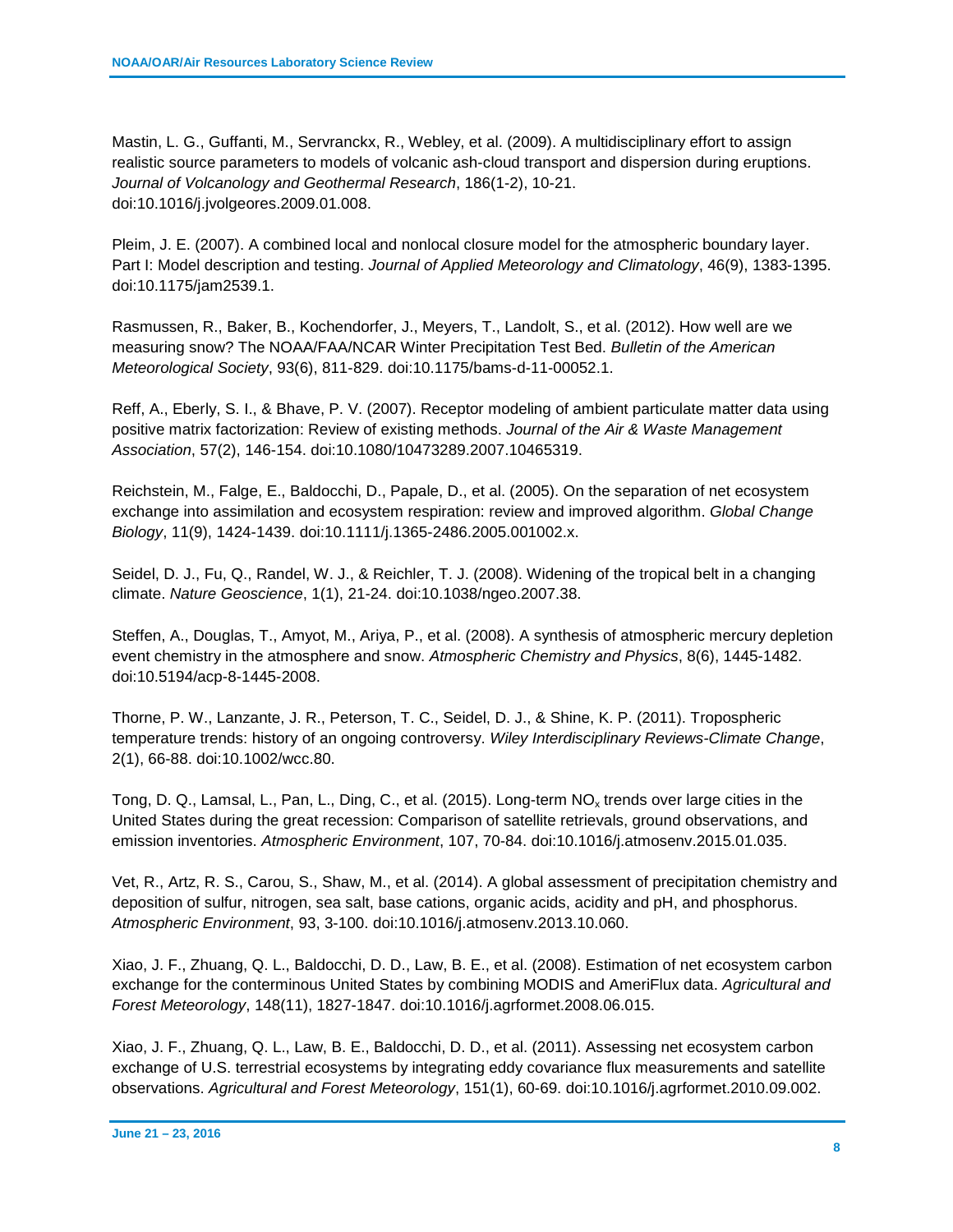Mastin, L. G., Guffanti, M., Servranckx, R., Webley, et al. (2009). A multidisciplinary effort to assign realistic source parameters to models of volcanic ash-cloud transport and dispersion during eruptions. *Journal of Volcanology and Geothermal Research*, 186(1-2), 10-21. doi:10.1016/j.jvolgeores.2009.01.008.

Pleim, J. E. (2007). A combined local and nonlocal closure model for the atmospheric boundary layer. Part I: Model description and testing. *Journal of Applied Meteorology and Climatology*, 46(9), 1383-1395. doi:10.1175/jam2539.1.

Rasmussen, R., Baker, B., Kochendorfer, J., Meyers, T., Landolt, S., et al. (2012). How well are we measuring snow? The NOAA/FAA/NCAR Winter Precipitation Test Bed. *Bulletin of the American Meteorological Society*, 93(6), 811-829. doi:10.1175/bams-d-11-00052.1.

Reff, A., Eberly, S. I., & Bhave, P. V. (2007). Receptor modeling of ambient particulate matter data using positive matrix factorization: Review of existing methods. *Journal of the Air & Waste Management Association*, 57(2), 146-154. doi:10.1080/10473289.2007.10465319.

Reichstein, M., Falge, E., Baldocchi, D., Papale, D., et al. (2005). On the separation of net ecosystem exchange into assimilation and ecosystem respiration: review and improved algorithm. *Global Change Biology*, 11(9), 1424-1439. doi:10.1111/j.1365-2486.2005.001002.x.

Seidel, D. J., Fu, Q., Randel, W. J., & Reichler, T. J. (2008). Widening of the tropical belt in a changing climate. *Nature Geoscience*, 1(1), 21-24. doi:10.1038/ngeo.2007.38.

Steffen, A., Douglas, T., Amyot, M., Ariya, P., et al. (2008). A synthesis of atmospheric mercury depletion event chemistry in the atmosphere and snow. *Atmospheric Chemistry and Physics*, 8(6), 1445-1482. doi:10.5194/acp-8-1445-2008.

Thorne, P. W., Lanzante, J. R., Peterson, T. C., Seidel, D. J., & Shine, K. P. (2011). Tropospheric temperature trends: history of an ongoing controversy. *Wiley Interdisciplinary Reviews-Climate Change*, 2(1), 66-88. doi:10.1002/wcc.80.

Tong, D. Q., Lamsal, L., Pan, L., Ding, C., et al. (2015). Long-term $NO_x$ trends over large cities in the United States during the great recession: Comparison of satellite retrievals, ground observations, and emission inventories. *Atmospheric Environment*, 107, 70-84. doi:10.1016/j.atmosenv.2015.01.035.

Vet, R., Artz, R. S., Carou, S., Shaw, M., et al. (2014). A global assessment of precipitation chemistry and deposition of sulfur, nitrogen, sea salt, base cations, organic acids, acidity and pH, and phosphorus. *Atmospheric Environment*, 93, 3-100. doi:10.1016/j.atmosenv.2013.10.060.

Xiao, J. F., Zhuang, Q. L., Baldocchi, D. D., Law, B. E., et al. (2008). Estimation of net ecosystem carbon exchange for the conterminous United States by combining MODIS and AmeriFlux data. *Agricultural and Forest Meteorology*, 148(11), 1827-1847. doi:10.1016/j.agrformet.2008.06.015.

Xiao, J. F., Zhuang, Q. L., Law, B. E., Baldocchi, D. D., et al. (2011). Assessing net ecosystem carbon exchange of U.S. terrestrial ecosystems by integrating eddy covariance flux measurements and satellite observations. *Agricultural and Forest Meteorology*, 151(1), 60-69. doi:10.1016/j.agrformet.2010.09.002.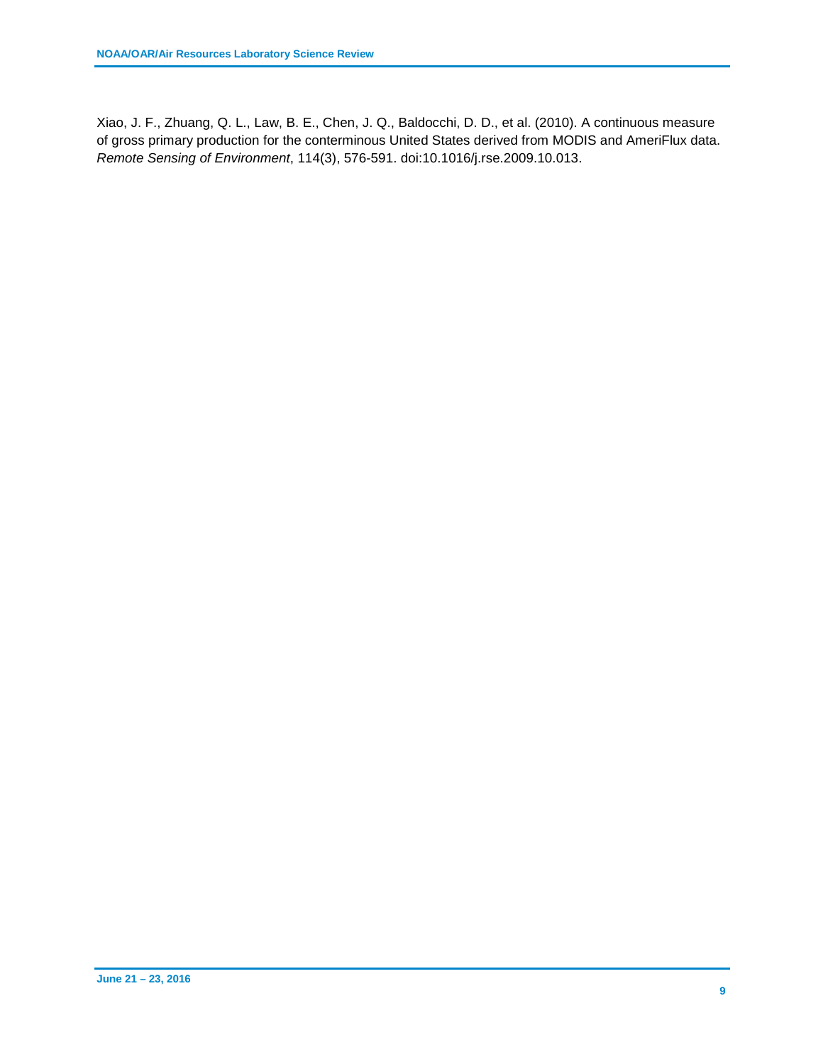Xiao, J. F., Zhuang, Q. L., Law, B. E., Chen, J. Q., Baldocchi, D. D., et al. (2010). A continuous measure of gross primary production for the conterminous United States derived from MODIS and AmeriFlux data. *Remote Sensing of Environment*, 114(3), 576-591. doi:10.1016/j.rse.2009.10.013.